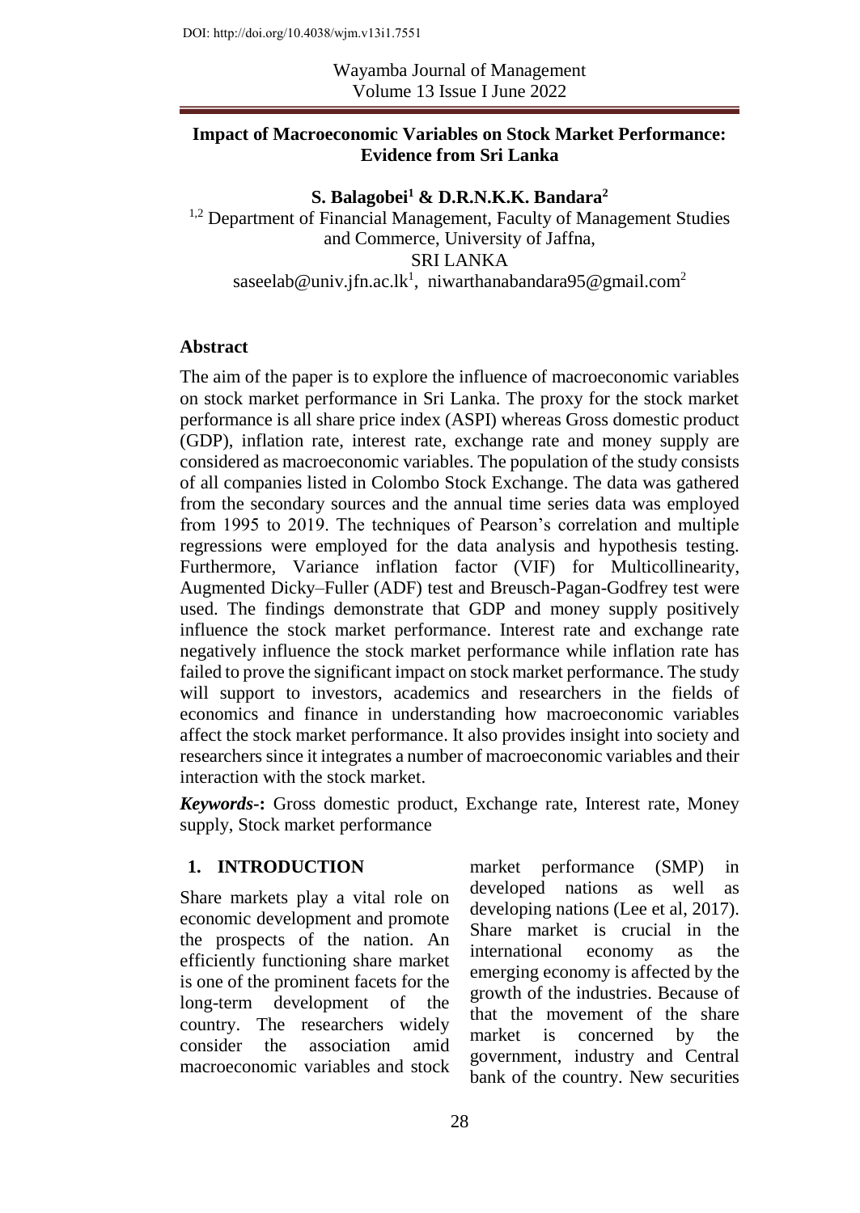DOI: http://doi.org/10.4038/wjm.v13i1.7551

Wayamba Journal of Management
Volume 13 Issue I June 2022

# Impact of Macroeconomic Variables on Stock Market Performance: Evidence from Sri Lanka

**S. Balagobei[1] & D.R.N.K.K. Bandara[2]**

[1,2] Department of Financial Management, Faculty of Management Studies and Commerce, University of Jaffna,
SRI LANKA
saseelab@univ.jfn.ac.lk[1], niwarthanabandara95@gmail.com[2]

## Abstract

The aim of the paper is to explore the influence of macroeconomic variables on stock market performance in Sri Lanka. The proxy for the stock market performance is all share price index (ASPI) whereas Gross domestic product (GDP), inflation rate, interest rate, exchange rate and money supply are considered as macroeconomic variables. The population of the study consists of all companies listed in Colombo Stock Exchange. The data was gathered from the secondary sources and the annual time series data was employed from 1995 to 2019. The techniques of Pearson's correlation and multiple regressions were employed for the data analysis and hypothesis testing. Furthermore, Variance inflation factor (VIF) for Multicollinearity, Augmented Dicky–Fuller (ADF) test and Breusch-Pagan-Godfrey test were used. The findings demonstrate that GDP and money supply positively influence the stock market performance. Interest rate and exchange rate negatively influence the stock market performance while inflation rate has failed to prove the significant impact on stock market performance. The study will support to investors, academics and researchers in the fields of economics and finance in understanding how macroeconomic variables affect the stock market performance. It also provides insight into society and researchers since it integrates a number of macroeconomic variables and their interaction with the stock market.

***Keywords*-:** Gross domestic product, Exchange rate, Interest rate, Money supply, Stock market performance

## 1. INTRODUCTION

Share markets play a vital role on economic development and promote the prospects of the nation. An efficiently functioning share market is one of the prominent facets for the long-term development of the country. The researchers widely consider the association amid macroeconomic variables and stock market performance (SMP) in developed nations as well as developing nations (Lee et al, 2017). Share market is crucial in the international economy as the emerging economy is affected by the growth of the industries. Because of that the movement of the share market is concerned by the government, industry and Central bank of the country. New securities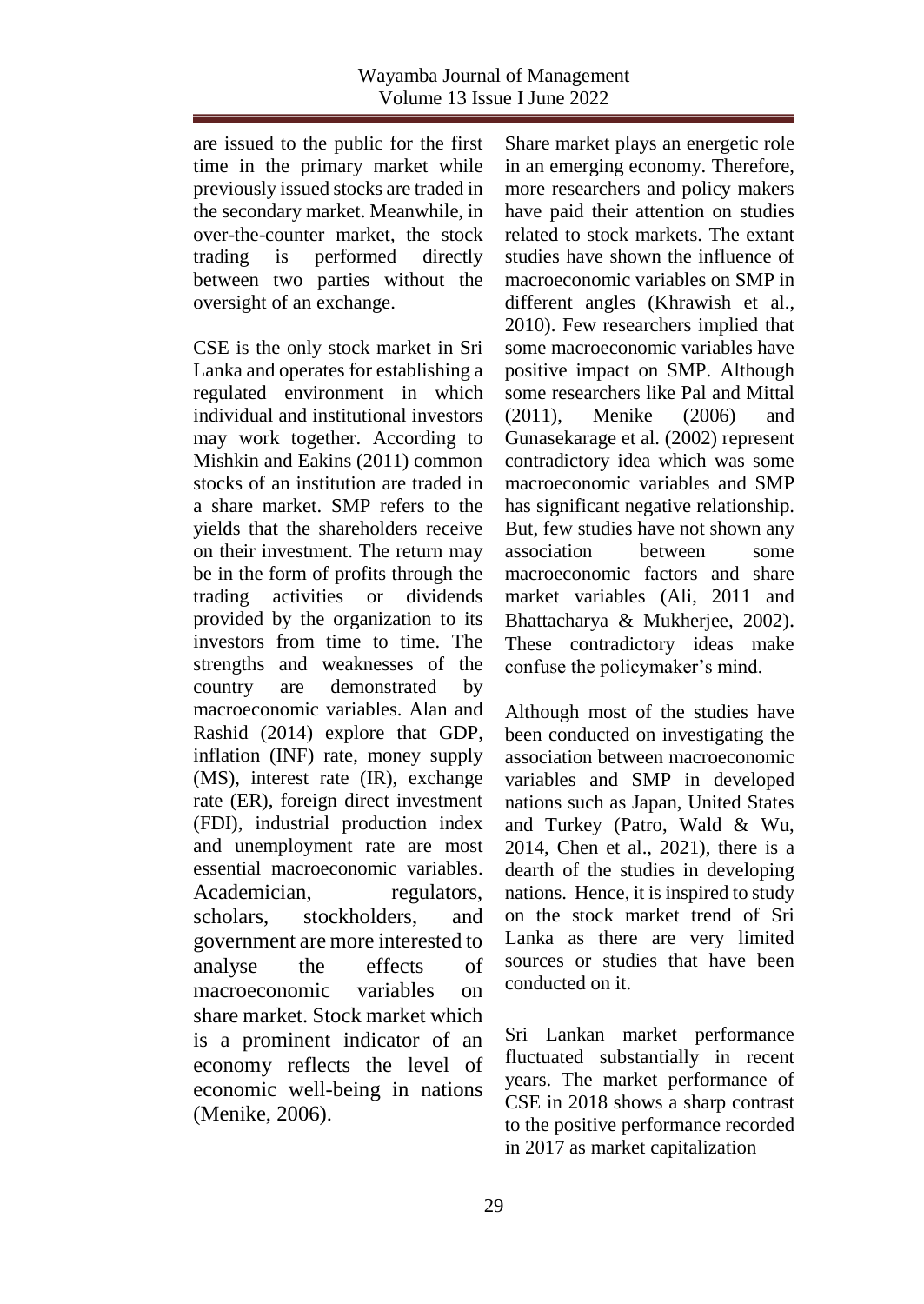are issued to the public for the first time in the primary market while previously issued stocks are traded in the secondary market. Meanwhile, in over-the-counter market, the stock trading is performed directly between two parties without the oversight of an exchange.

CSE is the only stock market in Sri Lanka and operates for establishing a regulated environment in which individual and institutional investors may work together. According to Mishkin and Eakins (2011) common stocks of an institution are traded in a share market. SMP refers to the yields that the shareholders receive on their investment. The return may be in the form of profits through the trading activities or dividends provided by the organization to its investors from time to time. The strengths and weaknesses of the country are demonstrated by macroeconomic variables. Alan and Rashid (2014) explore that GDP, inflation (INF) rate, money supply (MS), interest rate (IR), exchange rate (ER), foreign direct investment (FDI), industrial production index and unemployment rate are most essential macroeconomic variables. Academician, regulators, scholars, stockholders, and government are more interested to analyse the effects of macroeconomic variables on share market. Stock market which is a prominent indicator of an economy reflects the level of economic well-being in nations (Menike, 2006).

Share market plays an energetic role in an emerging economy. Therefore, more researchers and policy makers have paid their attention on studies related to stock markets. The extant studies have shown the influence of macroeconomic variables on SMP in different angles (Khrawish et al., 2010). Few researchers implied that some macroeconomic variables have positive impact on SMP. Although some researchers like Pal and Mittal (2011), Menike (2006) and Gunasekarage et al. (2002) represent contradictory idea which was some macroeconomic variables and SMP has significant negative relationship. But, few studies have not shown any association between some macroeconomic factors and share market variables (Ali, 2011 and Bhattacharya & Mukherjee, 2002). These contradictory ideas make confuse the policymaker's mind.

Although most of the studies have been conducted on investigating the association between macroeconomic variables and SMP in developed nations such as Japan, United States and Turkey (Patro, Wald & Wu, 2014, Chen et al., 2021), there is a dearth of the studies in developing nations. Hence, it is inspired to study on the stock market trend of Sri Lanka as there are very limited sources or studies that have been conducted on it.

Sri Lankan market performance fluctuated substantially in recent years. The market performance of CSE in 2018 shows a sharp contrast to the positive performance recorded in 2017 as market capitalization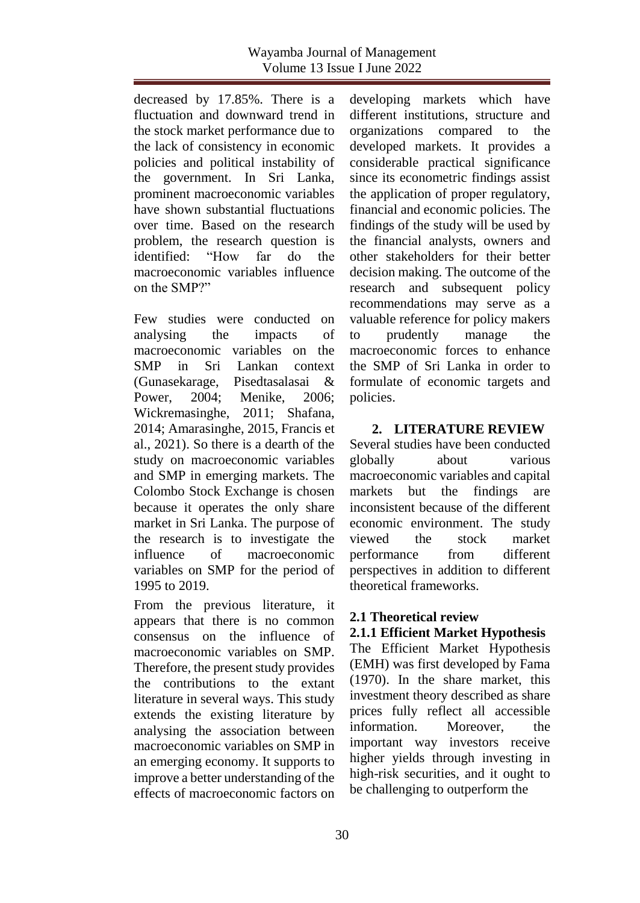decreased by 17.85%. There is a fluctuation and downward trend in the stock market performance due to the lack of consistency in economic policies and political instability of the government. In Sri Lanka, prominent macroeconomic variables have shown substantial fluctuations over time. Based on the research problem, the research question is identified: "How far do the macroeconomic variables influence on the SMP?"

Few studies were conducted on analysing the impacts of macroeconomic variables on the SMP in Sri Lankan context (Gunasekarage, Pisedtasalasai & Power, 2004; Menike, 2006; Wickremasinghe, 2011; Shafana, 2014; Amarasinghe, 2015, Francis et al., 2021). So there is a dearth of the study on macroeconomic variables and SMP in emerging markets. The Colombo Stock Exchange is chosen because it operates the only share market in Sri Lanka. The purpose of the research is to investigate the influence of macroeconomic variables on SMP for the period of 1995 to 2019.

From the previous literature, it appears that there is no common consensus on the influence of macroeconomic variables on SMP. Therefore, the present study provides the contributions to the extant literature in several ways. This study extends the existing literature by analysing the association between macroeconomic variables on SMP in an emerging economy. It supports to improve a better understanding of the effects of macroeconomic factors on developing markets which have different institutions, structure and organizations compared to the developed markets. It provides a considerable practical significance since its econometric findings assist the application of proper regulatory, financial and economic policies. The findings of the study will be used by the financial analysts, owners and other stakeholders for their better decision making. The outcome of the research and subsequent policy recommendations may serve as a valuable reference for policy makers to prudently manage the macroeconomic forces to enhance the SMP of Sri Lanka in order to formulate of economic targets and policies.

## 2. LITERATURE REVIEW

Several studies have been conducted globally about various macroeconomic variables and capital markets but the findings are inconsistent because of the different economic environment. The study viewed the stock market performance from different perspectives in addition to different theoretical frameworks.

### 2.1 Theoretical review

#### 2.1.1 Efficient Market Hypothesis

The Efficient Market Hypothesis (EMH) was first developed by Fama (1970). In the share market, this investment theory described as share prices fully reflect all accessible information. Moreover, the important way investors receive higher yields through investing in high-risk securities, and it ought to be challenging to outperform the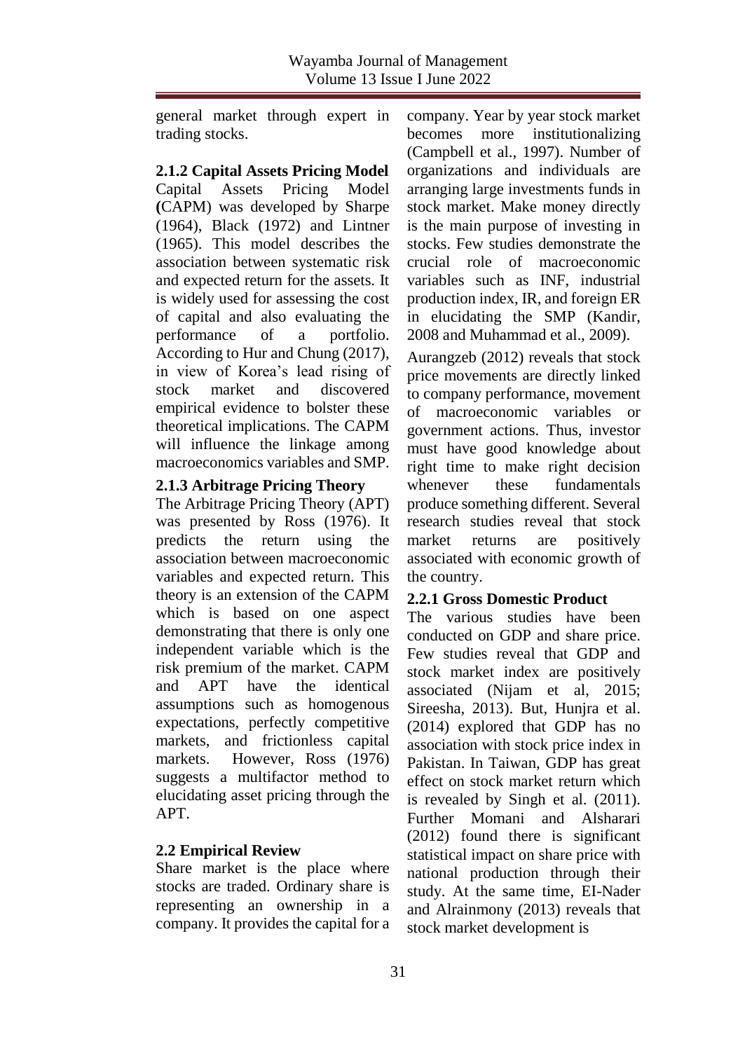general market through expert in trading stocks.

### 2.1.2 Capital Assets Pricing Model

Capital Assets Pricing Model (CAPM) was developed by Sharpe (1964), Black (1972) and Lintner (1965). This model describes the association between systematic risk and expected return for the assets. It is widely used for assessing the cost of capital and also evaluating the performance of a portfolio. According to Hur and Chung (2017), in view of Korea's lead rising of stock market and discovered empirical evidence to bolster these theoretical implications. The CAPM will influence the linkage among macroeconomics variables and SMP.

### 2.1.3 Arbitrage Pricing Theory

The Arbitrage Pricing Theory (APT) was presented by Ross (1976). It predicts the return using the association between macroeconomic variables and expected return. This theory is an extension of the CAPM which is based on one aspect demonstrating that there is only one independent variable which is the risk premium of the market. CAPM and APT have the identical assumptions such as homogenous expectations, perfectly competitive markets, and frictionless capital markets. However, Ross (1976) suggests a multifactor method to elucidating asset pricing through the APT.

## 2.2 Empirical Review

Share market is the place where stocks are traded. Ordinary share is representing an ownership in a company. It provides the capital for a company. Year by year stock market becomes more institutionalizing (Campbell et al., 1997). Number of organizations and individuals are arranging large investments funds in stock market. Make money directly is the main purpose of investing in stocks. Few studies demonstrate the crucial role of macroeconomic variables such as INF, industrial production index, IR, and foreign ER in elucidating the SMP (Kandir, 2008 and Muhammad et al., 2009).

Aurangzeb (2012) reveals that stock price movements are directly linked to company performance, movement of macroeconomic variables or government actions. Thus, investor must have good knowledge about right time to make right decision whenever these fundamentals produce something different. Several research studies reveal that stock market returns are positively associated with economic growth of the country.

### 2.2.1 Gross Domestic Product

The various studies have been conducted on GDP and share price. Few studies reveal that GDP and stock market index are positively associated (Nijam et al, 2015; Sireesha, 2013). But, Hunjra et al. (2014) explored that GDP has no association with stock price index in Pakistan. In Taiwan, GDP has great effect on stock market return which is revealed by Singh et al. (2011). Further Momani and Alsharari (2012) found there is significant statistical impact on share price with national production through their study. At the same time, EI-Nader and Alrainmony (2013) reveals that stock market development is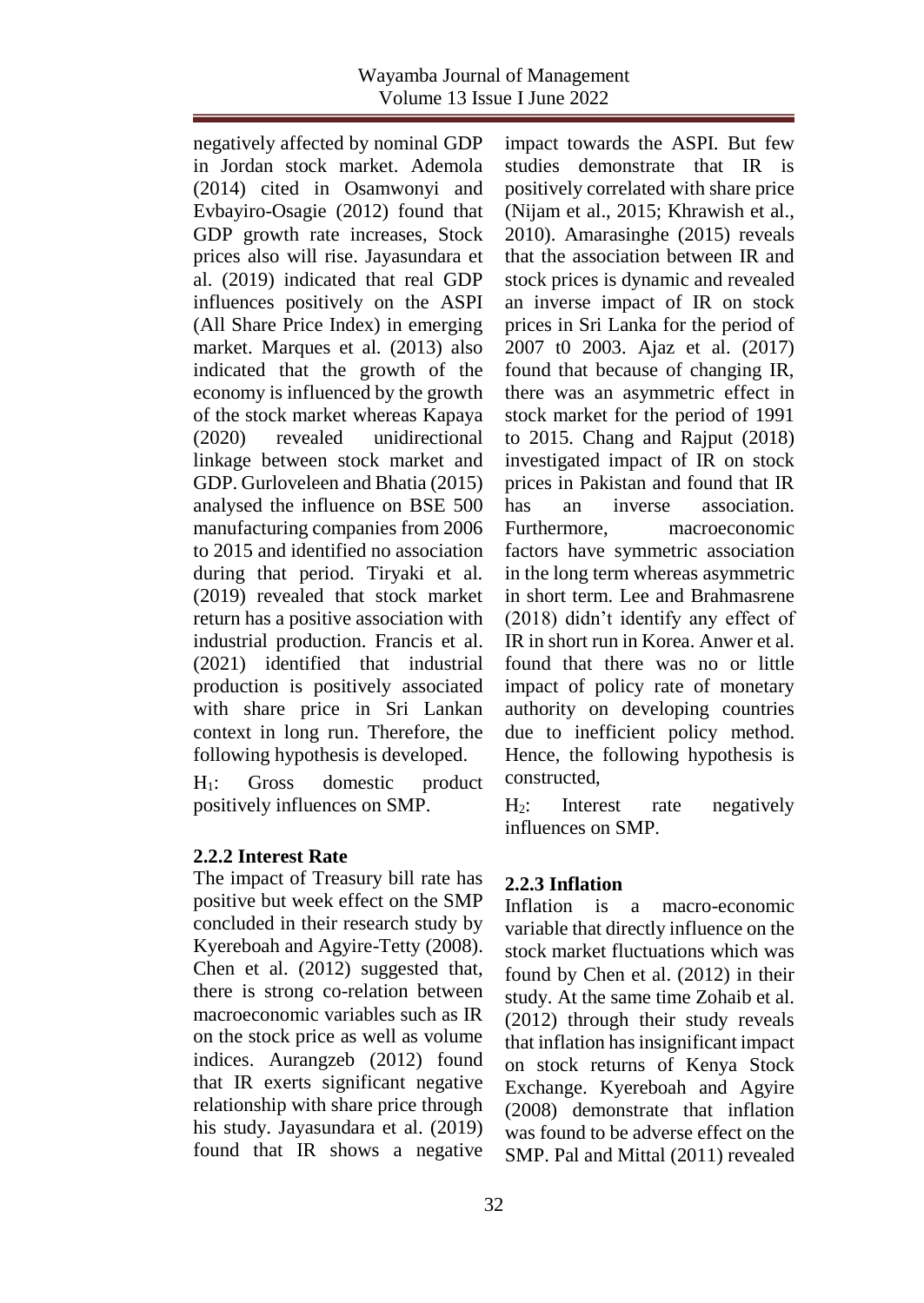negatively affected by nominal GDP in Jordan stock market. Ademola (2014) cited in Osamwonyi and Evbayiro-Osagie (2012) found that GDP growth rate increases, Stock prices also will rise. Jayasundara et al. (2019) indicated that real GDP influences positively on the ASPI (All Share Price Index) in emerging market. Marques et al. (2013) also indicated that the growth of the economy is influenced by the growth of the stock market whereas Kapaya (2020) revealed unidirectional linkage between stock market and GDP. Gurloveleen and Bhatia (2015) analysed the influence on BSE 500 manufacturing companies from 2006 to 2015 and identified no association during that period. Tiryaki et al. (2019) revealed that stock market return has a positive association with industrial production. Francis et al. (2021) identified that industrial production is positively associated with share price in Sri Lankan context in long run. Therefore, the following hypothesis is developed.

$H_1$: Gross domestic product positively influences on SMP.

### 2.2.2 Interest Rate

The impact of Treasury bill rate has positive but week effect on the SMP concluded in their research study by Kyereboah and Agyire-Tetty (2008). Chen et al. (2012) suggested that, there is strong co-relation between macroeconomic variables such as IR on the stock price as well as volume indices. Aurangzeb (2012) found that IR exerts significant negative relationship with share price through his study. Jayasundara et al. (2019) found that IR shows a negative impact towards the ASPI. But few studies demonstrate that IR is positively correlated with share price (Nijam et al., 2015; Khrawish et al., 2010). Amarasinghe (2015) reveals that the association between IR and stock prices is dynamic and revealed an inverse impact of IR on stock prices in Sri Lanka for the period of 2007 t0 2003. Ajaz et al. (2017) found that because of changing IR, there was an asymmetric effect in stock market for the period of 1991 to 2015. Chang and Rajput (2018) investigated impact of IR on stock prices in Pakistan and found that IR has an inverse association. Furthermore, macroeconomic factors have symmetric association in the long term whereas asymmetric in short term. Lee and Brahmasrene (2018) didn't identify any effect of IR in short run in Korea. Anwer et al. found that there was no or little impact of policy rate of monetary authority on developing countries due to inefficient policy method. Hence, the following hypothesis is constructed,

$H_2$: Interest rate negatively influences on SMP.

### 2.2.3 Inflation

Inflation is a macro-economic variable that directly influence on the stock market fluctuations which was found by Chen et al. (2012) in their study. At the same time Zohaib et al. (2012) through their study reveals that inflation has insignificant impact on stock returns of Kenya Stock Exchange. Kyereboah and Agyire (2008) demonstrate that inflation was found to be adverse effect on the SMP. Pal and Mittal (2011) revealed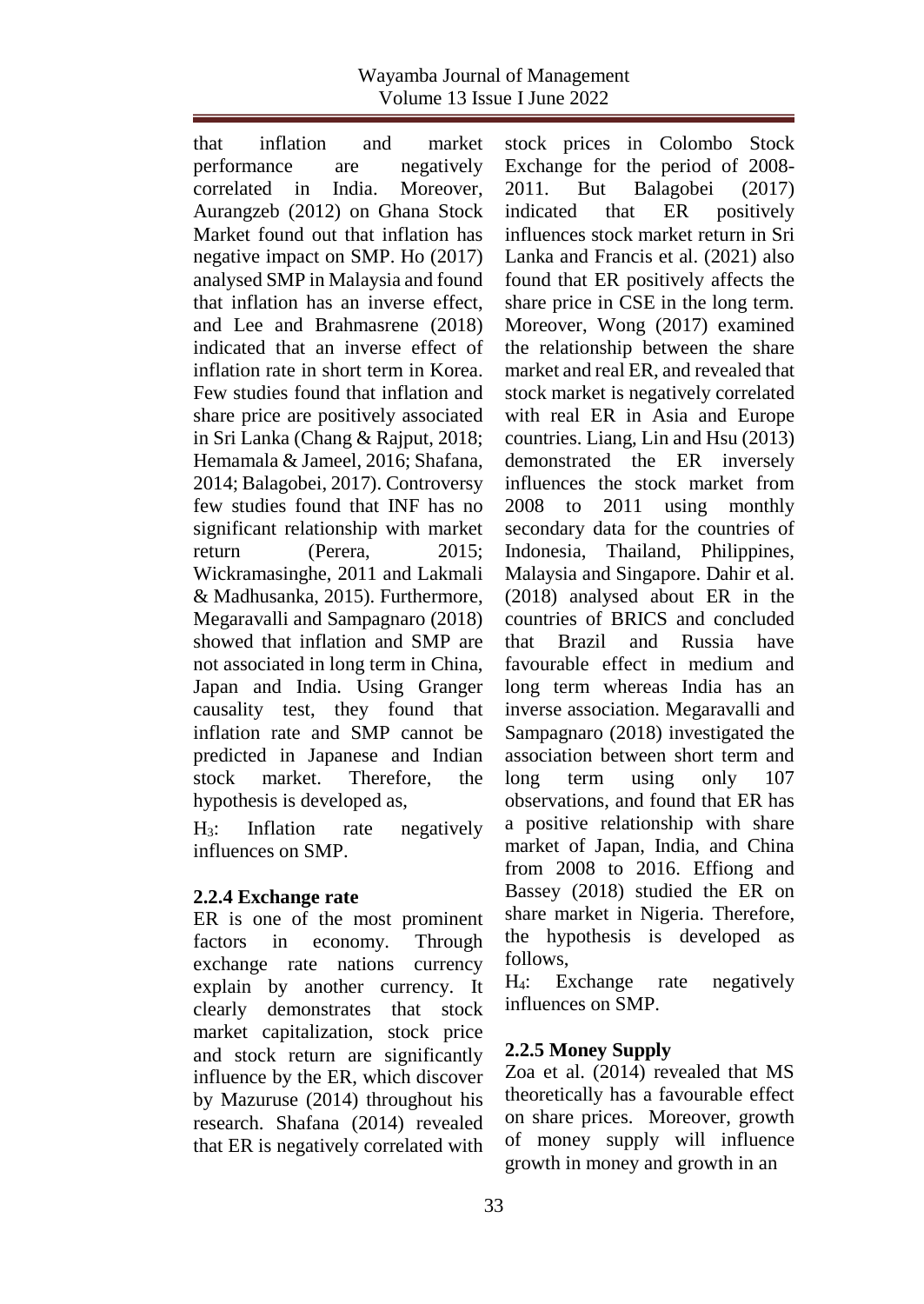that inflation and market performance are negatively correlated in India. Moreover, Aurangzeb (2012) on Ghana Stock Market found out that inflation has negative impact on SMP. Ho (2017) analysed SMP in Malaysia and found that inflation has an inverse effect, and Lee and Brahmasrene (2018) indicated that an inverse effect of inflation rate in short term in Korea. Few studies found that inflation and share price are positively associated in Sri Lanka (Chang & Rajput, 2018; Hemamala & Jameel, 2016; Shafana, 2014; Balagobei, 2017). Controversy few studies found that INF has no significant relationship with market return (Perera, 2015; Wickramasinghe, 2011 and Lakmali & Madhusanka, 2015). Furthermore, Megaravalli and Sampagnaro (2018) showed that inflation and SMP are not associated in long term in China, Japan and India. Using Granger causality test, they found that inflation rate and SMP cannot be predicted in Japanese and Indian stock market. Therefore, the hypothesis is developed as,

$H_3$: Inflation rate negatively influences on SMP.

### 2.2.4 Exchange rate

ER is one of the most prominent factors in economy. Through exchange rate nations currency explain by another currency. It clearly demonstrates that stock market capitalization, stock price and stock return are significantly influence by the ER, which discover by Mazuruse (2014) throughout his research. Shafana (2014) revealed that ER is negatively correlated with stock prices in Colombo Stock Exchange for the period of 2008-2011. But Balagobei (2017) indicated that ER positively influences stock market return in Sri Lanka and Francis et al. (2021) also found that ER positively affects the share price in CSE in the long term. Moreover, Wong (2017) examined the relationship between the share market and real ER, and revealed that stock market is negatively correlated with real ER in Asia and Europe countries. Liang, Lin and Hsu (2013) demonstrated the ER inversely influences the stock market from 2008 to 2011 using monthly secondary data for the countries of Indonesia, Thailand, Philippines, Malaysia and Singapore. Dahir et al. (2018) analysed about ER in the countries of BRICS and concluded that Brazil and Russia have favourable effect in medium and long term whereas India has an inverse association. Megaravalli and Sampagnaro (2018) investigated the association between short term and long term using only 107 observations, and found that ER has a positive relationship with share market of Japan, India, and China from 2008 to 2016. Effiong and Bassey (2018) studied the ER on share market in Nigeria. Therefore, the hypothesis is developed as follows,

$H_4$: Exchange rate negatively influences on SMP.

### 2.2.5 Money Supply

Zoa et al. (2014) revealed that MS theoretically has a favourable effect on share prices. Moreover, growth of money supply will influence growth in money and growth in an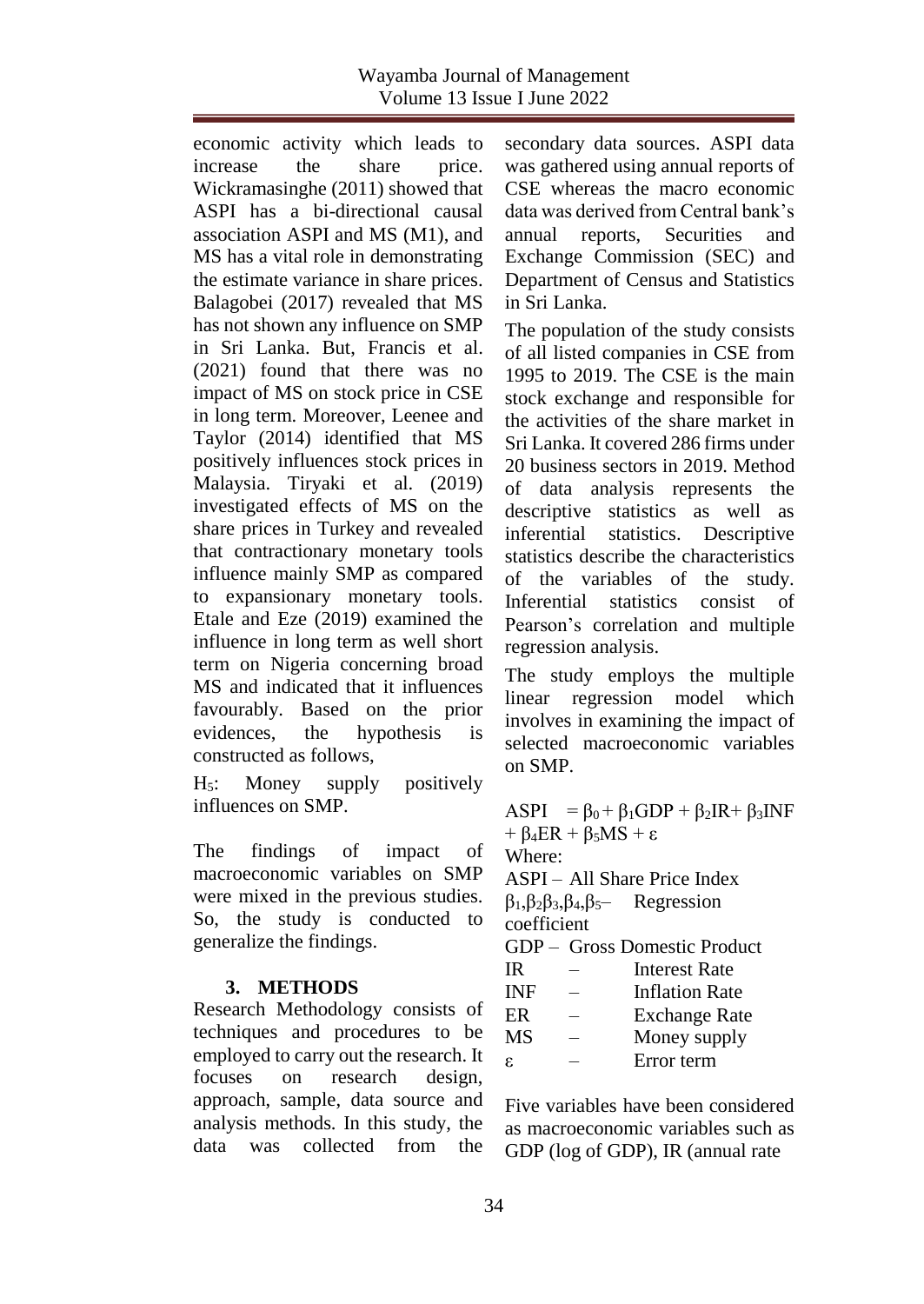economic activity which leads to increase the share price. Wickramasinghe (2011) showed that ASPI has a bi-directional causal association ASPI and MS (M1), and MS has a vital role in demonstrating the estimate variance in share prices. Balagobei (2017) revealed that MS has not shown any influence on SMP in Sri Lanka. But, Francis et al. (2021) found that there was no impact of MS on stock price in CSE in long term. Moreover, Leenee and Taylor (2014) identified that MS positively influences stock prices in Malaysia. Tiryaki et al. (2019) investigated effects of MS on the share prices in Turkey and revealed that contractionary monetary tools influence mainly SMP as compared to expansionary monetary tools. Etale and Eze (2019) examined the influence in long term as well short term on Nigeria concerning broad MS and indicated that it influences favourably. Based on the prior evidences, the hypothesis is constructed as follows,

$H_5$: Money supply positively influences on SMP.

The findings of impact of macroeconomic variables on SMP were mixed in the previous studies. So, the study is conducted to generalize the findings.

## 3. METHODS

Research Methodology consists of techniques and procedures to be employed to carry out the research. It focuses on research design, approach, sample, data source and analysis methods. In this study, the data was collected from the secondary data sources. ASPI data was gathered using annual reports of CSE whereas the macro economic data was derived from Central bank's annual reports, Securities and Exchange Commission (SEC) and Department of Census and Statistics in Sri Lanka.

The population of the study consists of all listed companies in CSE from 1995 to 2019. The CSE is the main stock exchange and responsible for the activities of the share market in Sri Lanka. It covered 286 firms under 20 business sectors in 2019. Method of data analysis represents the descriptive statistics as well as inferential statistics. Descriptive statistics describe the characteristics of the variables of the study. Inferential statistics consist of Pearson's correlation and multiple regression analysis.

The study employs the multiple linear regression model which involves in examining the impact of selected macroeconomic variables on SMP.

$$ASPI = \beta_0 + \beta_1 GDP + \beta_2 IR + \beta_3 INF + \beta_4 ER + \beta_5 MS + \varepsilon$$

Where:

ASPI – All Share Price Index

$\beta_1, \beta_2 \beta_3, \beta_4, \beta_5$ – Regression coefficient

GDP – Gross Domestic Product

IR – Interest Rate

INF – Inflation Rate

ER – Exchange Rate

MS – Money supply

$\varepsilon$ – Error term

Five variables have been considered as macroeconomic variables such as GDP (log of GDP), IR (annual rate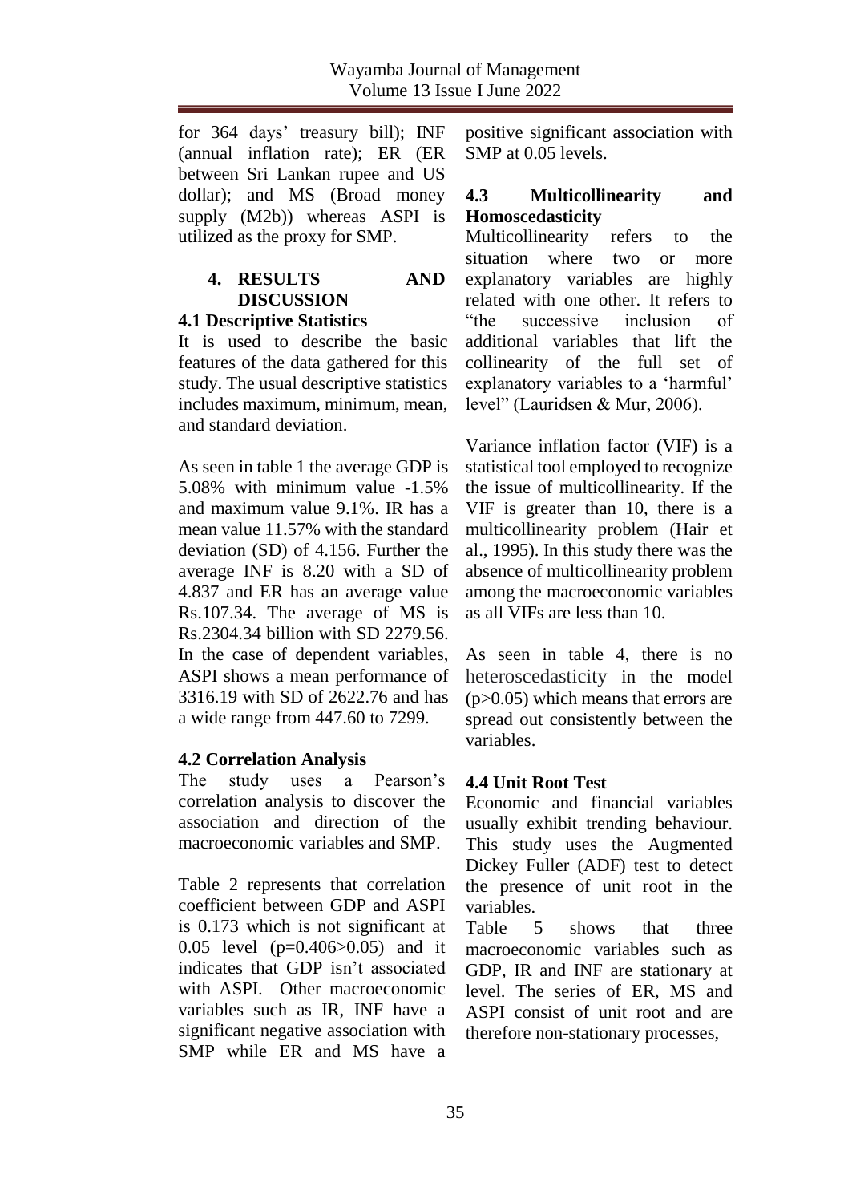for 364 days' treasury bill); INF (annual inflation rate); ER (ER between Sri Lankan rupee and US dollar); and MS (Broad money supply (M2b)) whereas ASPI is utilized as the proxy for SMP.

## 4. RESULTS AND DISCUSSION

### 4.1 Descriptive Statistics

It is used to describe the basic features of the data gathered for this study. The usual descriptive statistics includes maximum, minimum, mean, and standard deviation.

As seen in table 1 the average GDP is 5.08% with minimum value -1.5% and maximum value 9.1%. IR has a mean value 11.57% with the standard deviation (SD) of 4.156. Further the average INF is 8.20 with a SD of 4.837 and ER has an average value Rs.107.34. The average of MS is Rs.2304.34 billion with SD 2279.56. In the case of dependent variables, ASPI shows a mean performance of 3316.19 with SD of 2622.76 and has a wide range from 447.60 to 7299.

### 4.2 Correlation Analysis

The study uses a Pearson's correlation analysis to discover the association and direction of the macroeconomic variables and SMP.

Table 2 represents that correlation coefficient between GDP and ASPI is 0.173 which is not significant at 0.05 level ($p=0.406>0.05$) and it indicates that GDP isn't associated with ASPI. Other macroeconomic variables such as IR, INF have a significant negative association with SMP while ER and MS have a positive significant association with SMP at 0.05 levels.

### 4.3 Multicollinearity and Homoscedasticity

Multicollinearity refers to the situation where two or more explanatory variables are highly related with one other. It refers to "the successive inclusion of additional variables that lift the collinearity of the full set of explanatory variables to a 'harmful' level" (Lauridsen & Mur, 2006).

Variance inflation factor (VIF) is a statistical tool employed to recognize the issue of multicollinearity. If the VIF is greater than 10, there is a multicollinearity problem (Hair et al., 1995). In this study there was the absence of multicollinearity problem among the macroeconomic variables as all VIFs are less than 10.

As seen in table 4, there is no heteroscedasticity in the model ($p>0.05$) which means that errors are spread out consistently between the variables.

### 4.4 Unit Root Test

Economic and financial variables usually exhibit trending behaviour. This study uses the Augmented Dickey Fuller (ADF) test to detect the presence of unit root in the variables.

Table 5 shows that three macroeconomic variables such as GDP, IR and INF are stationary at level. The series of ER, MS and ASPI consist of unit root and are therefore non-stationary processes,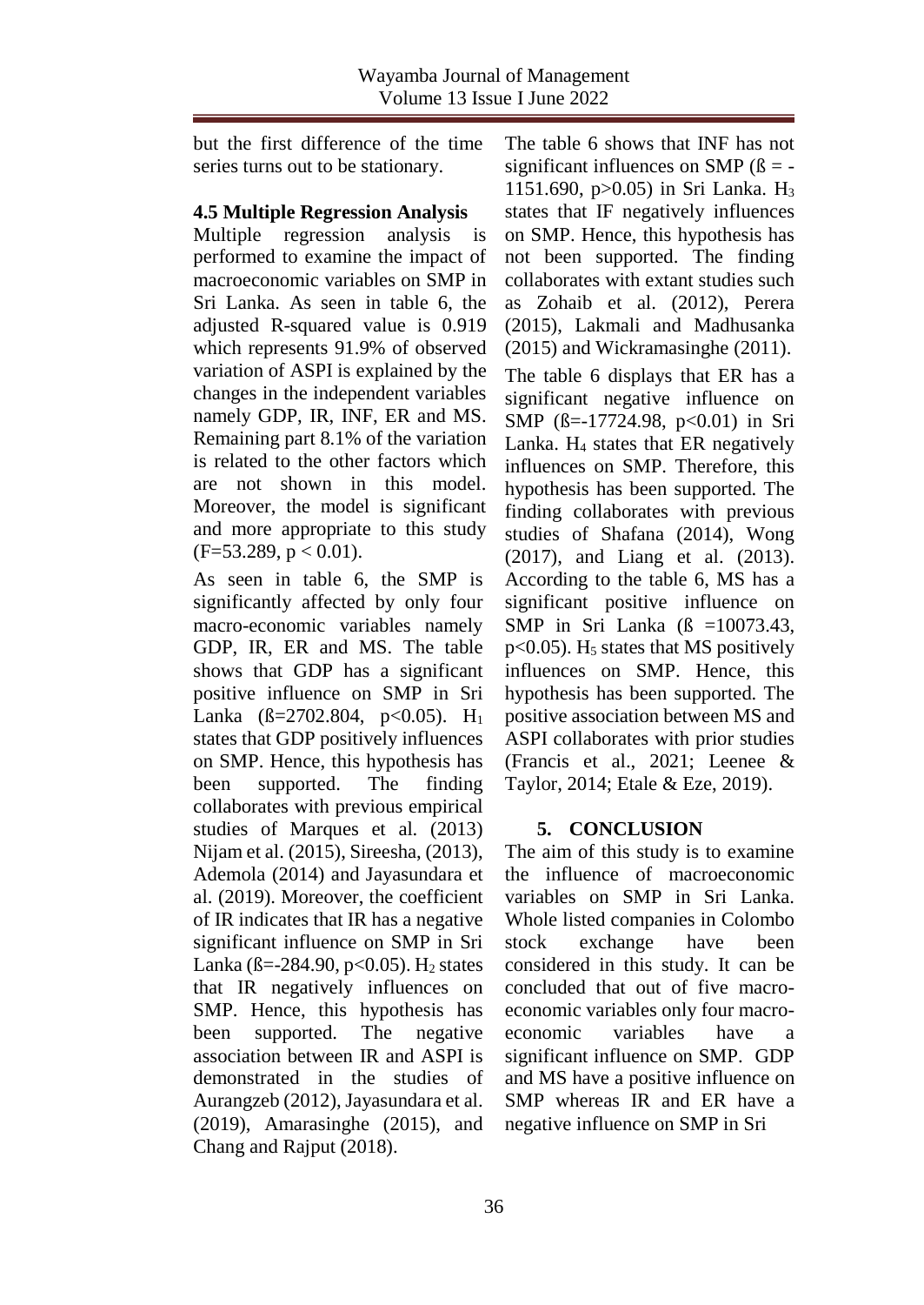but the first difference of the time series turns out to be stationary.

### 4.5 Multiple Regression Analysis

Multiple regression analysis is performed to examine the impact of macroeconomic variables on SMP in Sri Lanka. As seen in table 6, the adjusted R-squared value is 0.919 which represents 91.9% of observed variation of ASPI is explained by the changes in the independent variables namely GDP, IR, INF, ER and MS. Remaining part 8.1% of the variation is related to the other factors which are not shown in this model. Moreover, the model is significant and more appropriate to this study ($F=53.289$, $p < 0.01$).

As seen in table 6, the SMP is significantly affected by only four macro-economic variables namely GDP, IR, ER and MS. The table shows that GDP has a significant positive influence on SMP in Sri Lanka (ß=2702.804, $p<0.05$). $H_1$ states that GDP positively influences on SMP. Hence, this hypothesis has been supported. The finding collaborates with previous empirical studies of Marques et al. (2013) Nijam et al. (2015), Sireesha, (2013), Ademola (2014) and Jayasundara et al. (2019). Moreover, the coefficient of IR indicates that IR has a negative significant influence on SMP in Sri Lanka (ß=-284.90, $p<0.05$). $H_2$ states that IR negatively influences on SMP. Hence, this hypothesis has been supported. The negative association between IR and ASPI is demonstrated in the studies of Aurangzeb (2012), Jayasundara et al. (2019), Amarasinghe (2015), and Chang and Rajput (2018).

The table 6 shows that INF has not significant influences on SMP (ß = -1151.690, $p>0.05$) in Sri Lanka. $H_3$ states that IF negatively influences on SMP. Hence, this hypothesis has not been supported. The finding collaborates with extant studies such as Zohaib et al. (2012), Perera (2015), Lakmali and Madhusanka (2015) and Wickramasinghe (2011).

The table 6 displays that ER has a significant negative influence on SMP (ß=-17724.98, $p<0.01$) in Sri Lanka. $H_4$ states that ER negatively influences on SMP. Therefore, this hypothesis has been supported. The finding collaborates with previous studies of Shafana (2014), Wong (2017), and Liang et al. (2013). According to the table 6, MS has a significant positive influence on SMP in Sri Lanka (ß =10073.43, $p<0.05$). $H_5$ states that MS positively influences on SMP. Hence, this hypothesis has been supported. The positive association between MS and ASPI collaborates with prior studies (Francis et al., 2021; Leenee & Taylor, 2014; Etale & Eze, 2019).

## 5. CONCLUSION

The aim of this study is to examine the influence of macroeconomic variables on SMP in Sri Lanka. Whole listed companies in Colombo stock exchange have been considered in this study. It can be concluded that out of five macro-economic variables only four macro-economic variables have a significant influence on SMP. GDP and MS have a positive influence on SMP whereas IR and ER have a negative influence on SMP in Sri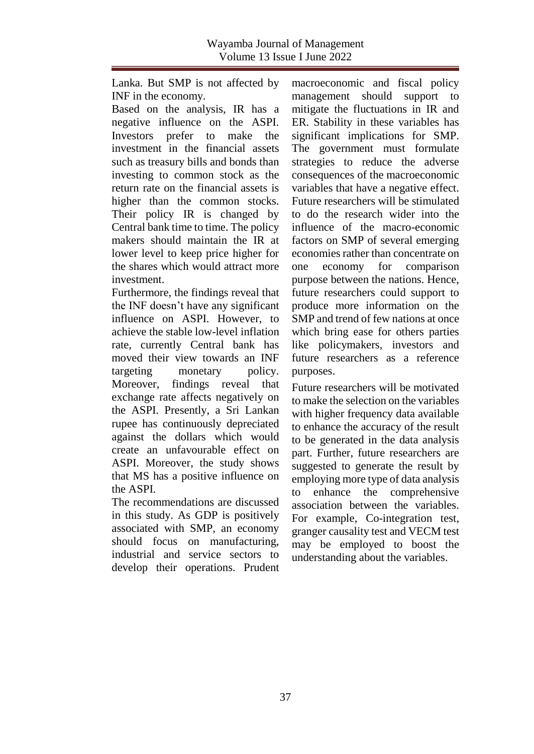Lanka. But SMP is not affected by INF in the economy.

Based on the analysis, IR has a negative influence on the ASPI. Investors prefer to make the investment in the financial assets such as treasury bills and bonds than investing to common stock as the return rate on the financial assets is higher than the common stocks. Their policy IR is changed by Central bank time to time. The policy makers should maintain the IR at lower level to keep price higher for the shares which would attract more investment.

Furthermore, the findings reveal that the INF doesn't have any significant influence on ASPI. However, to achieve the stable low-level inflation rate, currently Central bank has moved their view towards an INF targeting monetary policy. Moreover, findings reveal that exchange rate affects negatively on the ASPI. Presently, a Sri Lankan rupee has continuously depreciated against the dollars which would create an unfavourable effect on ASPI. Moreover, the study shows that MS has a positive influence on the ASPI.

The recommendations are discussed in this study. As GDP is positively associated with SMP, an economy should focus on manufacturing, industrial and service sectors to develop their operations. Prudent macroeconomic and fiscal policy management should support to mitigate the fluctuations in IR and ER. Stability in these variables has significant implications for SMP. The government must formulate strategies to reduce the adverse consequences of the macroeconomic variables that have a negative effect. Future researchers will be stimulated to do the research wider into the influence of the macro-economic factors on SMP of several emerging economies rather than concentrate on one economy for comparison purpose between the nations. Hence, future researchers could support to produce more information on the SMP and trend of few nations at once which bring ease for others parties like policymakers, investors and future researchers as a reference purposes.

Future researchers will be motivated to make the selection on the variables with higher frequency data available to enhance the accuracy of the result to be generated in the data analysis part. Further, future researchers are suggested to generate the result by employing more type of data analysis to enhance the comprehensive association between the variables. For example, Co-integration test, granger causality test and VECM test may be employed to boost the understanding about the variables.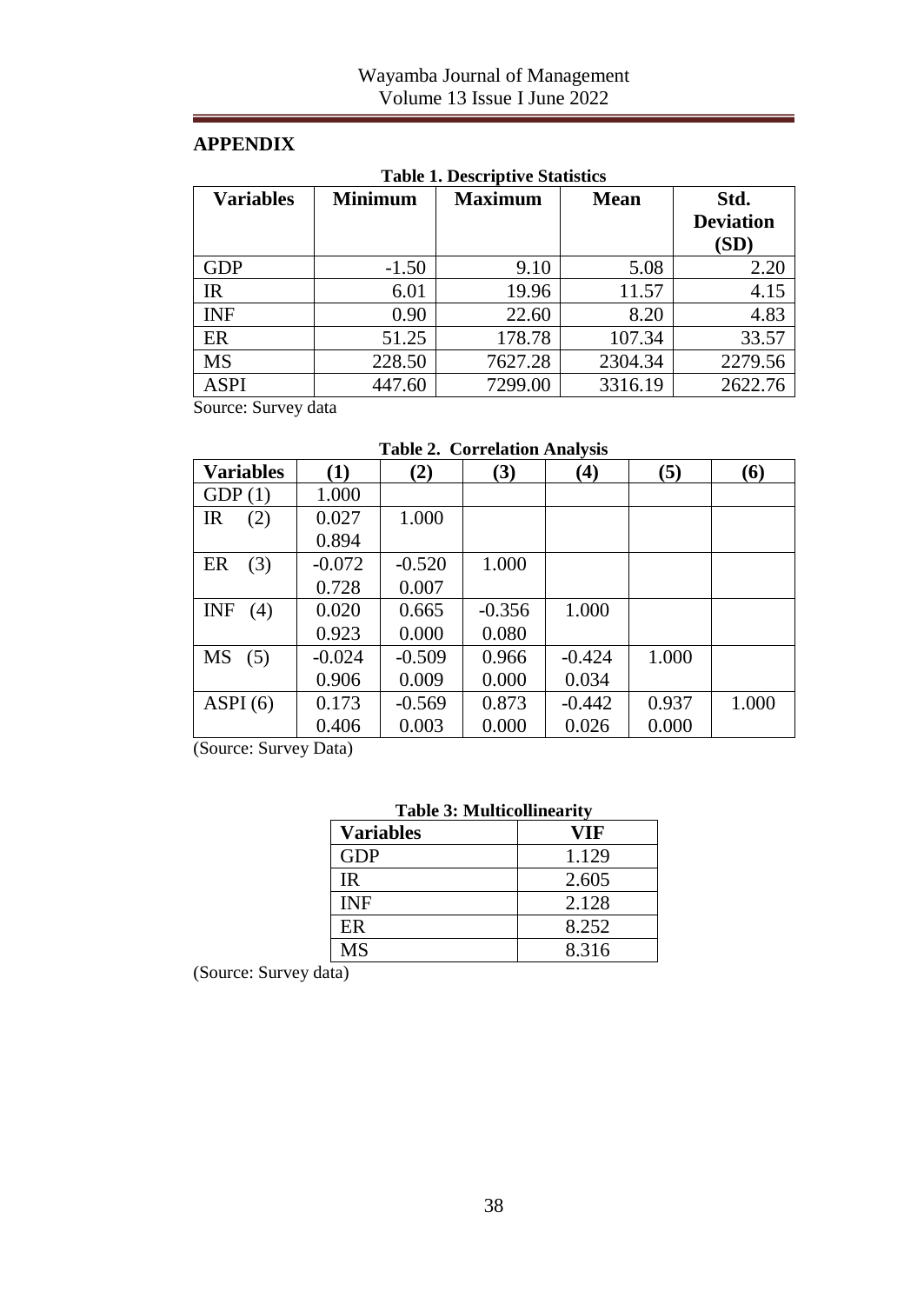## APPENDIX

**Table 1. Descriptive Statistics**

| Variables | Minimum | Maximum | Mean | Std. Deviation (SD) |
|---|---|---|---|---|
| GDP | -1.50 | 9.10 | 5.08 | 2.20 |
| IR | 6.01 | 19.96 | 11.57 | 4.15 |
| INF | 0.90 | 22.60 | 8.20 | 4.83 |
| ER | 51.25 | 178.78 | 107.34 | 33.57 |
| MS | 228.50 | 7627.28 | 2304.34 | 2279.56 |
| ASPI | 447.60 | 7299.00 | 3316.19 | 2622.76 |

Source: Survey data

**Table 2. Correlation Analysis**

| Variables | (1) | (2) | (3) | (4) | (5) | (6) |
|---|---|---|---|---|---|---|
| GDP (1) | 1.000 | | | | | |
| IR (2) | 0.027<br>0.894 | 1.000 | | | | |
| ER (3) | -0.072<br>0.728 | -0.520<br>0.007 | 1.000 | | | |
| INF (4) | 0.020<br>0.923 | 0.665<br>0.000 | -0.356<br>0.080 | 1.000 | | |
| MS (5) | -0.024<br>0.906 | -0.509<br>0.009 | 0.966<br>0.000 | -0.424<br>0.034 | 1.000 | |
| ASPI (6) | 0.173<br>0.406 | -0.569<br>0.003 | 0.873<br>0.000 | -0.442<br>0.026 | 0.937<br>0.000 | 1.000 |

(Source: Survey Data)

**Table 3: Multicollinearity**

| Variables | VIF |
|---|---|
| GDP | 1.129 |
| IR | 2.605 |
| INF | 2.128 |
| ER | 8.252 |
| MS | 8.316 |

(Source: Survey data)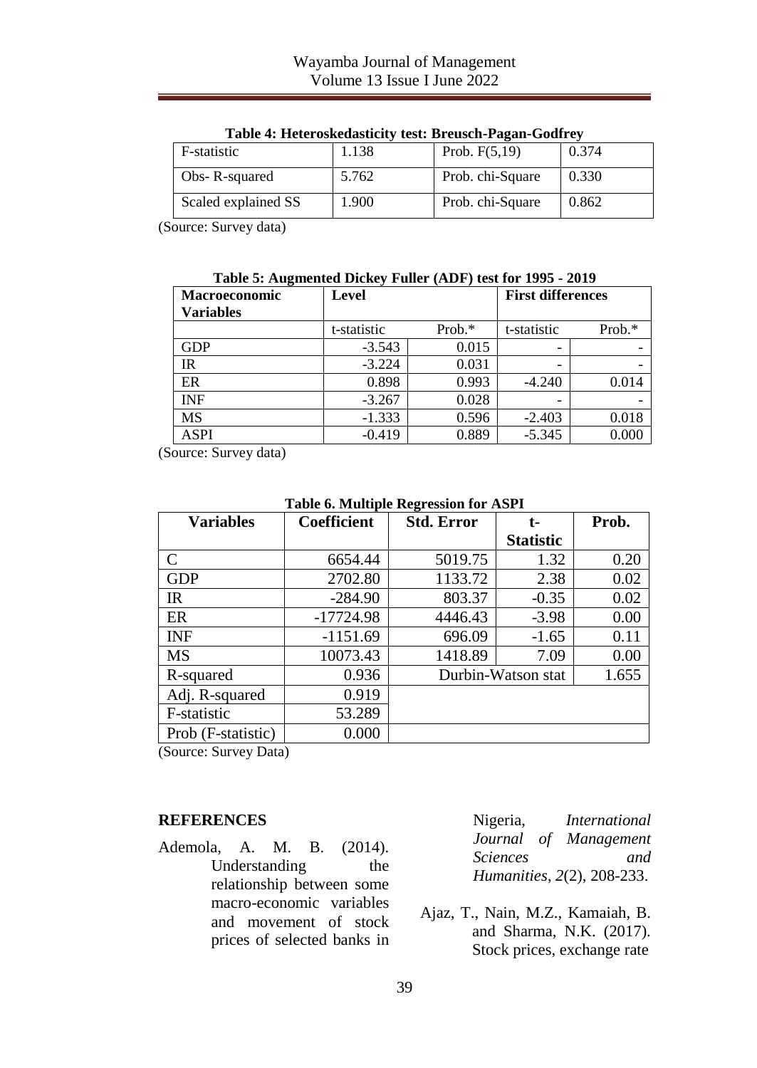**Table 4: Heteroskedasticity test: Breusch-Pagan-Godfrey**

| | | | |
|---|---|---|---|
| F-statistic | 1.138 | Prob. F(5,19) | 0.374 |
| Obs- R-squared | 5.762 | Prob. chi-Square | 0.330 |
| Scaled explained SS | 1.900 | Prob. chi-Square | 0.862 |

(Source: Survey data)

**Table 5: Augmented Dickey Fuller (ADF) test for 1995 - 2019**

| **Macroeconomic Variables** | **Level** | | **First differences** | |
|---|---|---|---|---|
| | t-statistic | Prob.* | t-statistic | Prob.* |
| GDP | -3.543 | 0.015 | - | - |
| IR | -3.224 | 0.031 | - | - |
| ER | 0.898 | 0.993 | -4.240 | 0.014 |
| INF | -3.267 | 0.028 | - | - |
| MS | -1.333 | 0.596 | -2.403 | 0.018 |
| ASPI | -0.419 | 0.889 | -5.345 | 0.000 |

(Source: Survey data)

**Table 6. Multiple Regression for ASPI**

| **Variables** | **Coefficient** | **Std. Error** | **t-Statistic** | **Prob.** |
|---|---|---|---|---|
| C | 6654.44 | 5019.75 | 1.32 | 0.20 |
| GDP | 2702.80 | 1133.72 | 2.38 | 0.02 |
| IR | -284.90 | 803.37 | -0.35 | 0.02 |
| ER | -17724.98 | 4446.43 | -3.98 | 0.00 |
| INF | -1151.69 | 696.09 | -1.65 | 0.11 |
| MS | 10073.43 | 1418.89 | 7.09 | 0.00 |
| R-squared | 0.936 | Durbin-Watson stat | | 1.655 |
| Adj. R-squared | 0.919 | | | |
| F-statistic | 53.289 | | | |
| Prob (F-statistic) | 0.000 | | | |

(Source: Survey Data)

## REFERENCES

Ademola, A. M. B. (2014). Understanding the relationship between some macro-economic variables and movement of stock prices of selected banks in Nigeria, *International Journal of Management Sciences and Humanities*, *2*(2), 208-233.

Ajaz, T., Nain, M.Z., Kamaiah, B. and Sharma, N.K. (2017). Stock prices, exchange rate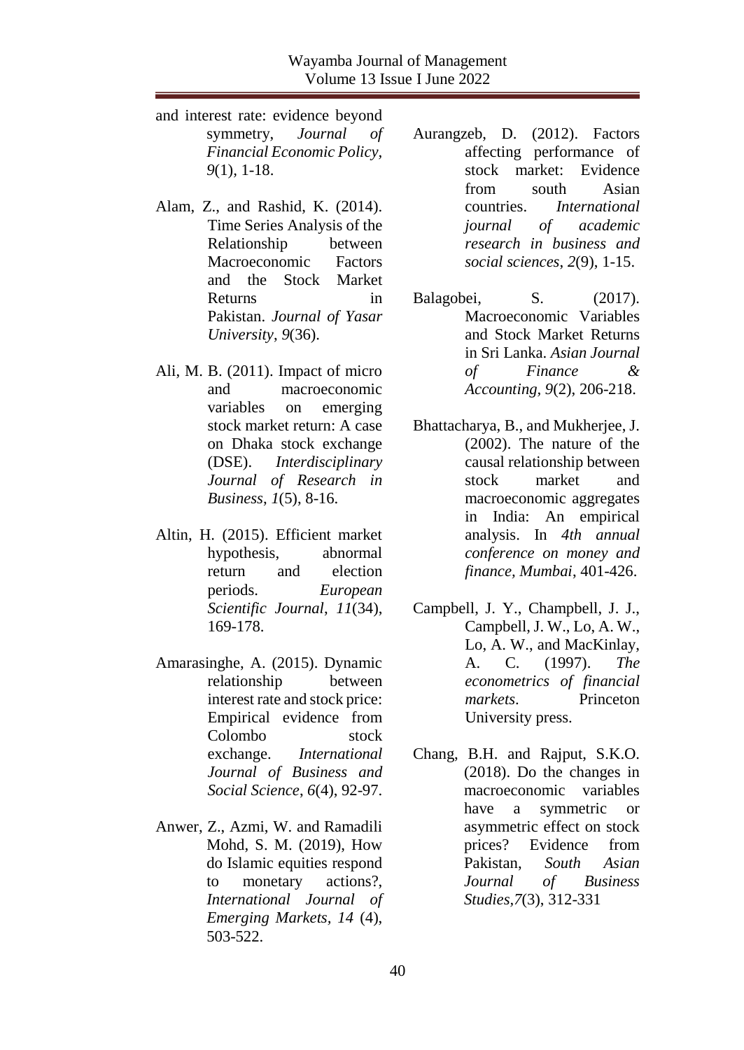and interest rate: evidence beyond symmetry, *Journal of Financial Economic Policy*, *9*(1), 1-18.

Alam, Z., and Rashid, K. (2014). Time Series Analysis of the Relationship between Macroeconomic Factors and the Stock Market Returns in Pakistan. *Journal of Yasar University*, *9*(36).

Ali, M. B. (2011). Impact of micro and macroeconomic variables on emerging stock market return: A case on Dhaka stock exchange (DSE). *Interdisciplinary Journal of Research in Business*, *1*(5), 8-16.

Altin, H. (2015). Efficient market hypothesis, abnormal return and election periods. *European Scientific Journal*, *11*(34), 169-178.

Amarasinghe, A. (2015). Dynamic relationship between interest rate and stock price: Empirical evidence from Colombo stock exchange. *International Journal of Business and Social Science*, *6*(4), 92-97.

Anwer, Z., Azmi, W. and Ramadili Mohd, S. M. (2019), How do Islamic equities respond to monetary actions?, *International Journal of Emerging Markets*, *14* (4), 503-522.

Aurangzeb, D. (2012). Factors affecting performance of stock market: Evidence from south Asian countries. *International journal of academic research in business and social sciences*, *2*(9), 1-15.

Balagobei, S. (2017). Macroeconomic Variables and Stock Market Returns in Sri Lanka. *Asian Journal of Finance & Accounting*, *9*(2), 206-218.

Bhattacharya, B., and Mukherjee, J. (2002). The nature of the causal relationship between stock market and macroeconomic aggregates in India: An empirical analysis. In *4th annual conference on money and finance, Mumbai*, 401-426.

Campbell, J. Y., Champbell, J. J., Campbell, J. W., Lo, A. W., Lo, A. W., and MacKinlay, A. C. (1997). *The econometrics of financial markets*. Princeton University press.

Chang, B.H. and Rajput, S.K.O. (2018). Do the changes in macroeconomic variables have a symmetric or asymmetric effect on stock prices? Evidence from Pakistan, *South Asian Journal of Business Studies*,*7*(3), 312-331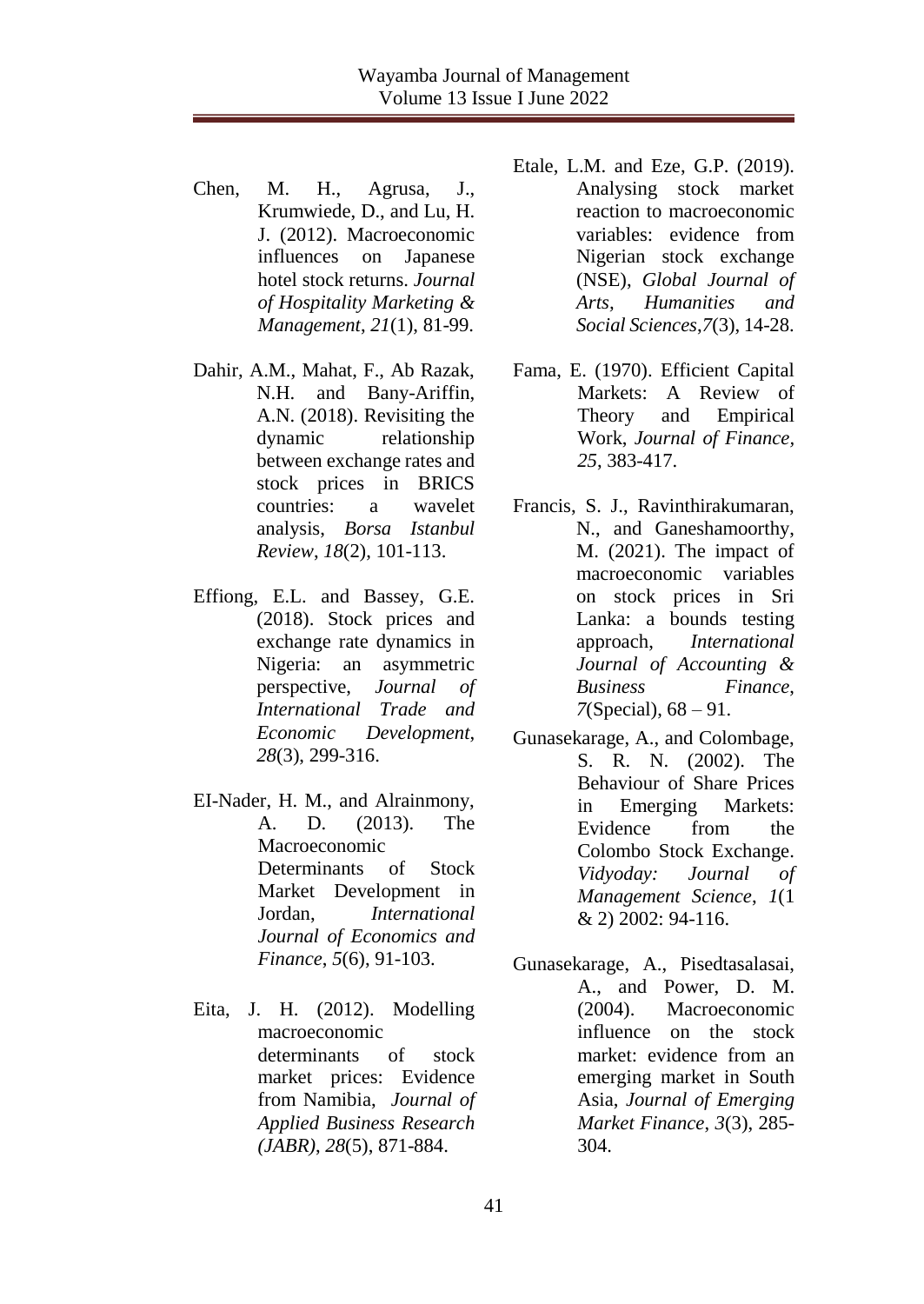Chen, M. H., Agrusa, J., Krumwiede, D., and Lu, H. J. (2012). Macroeconomic influences on Japanese hotel stock returns. *Journal of Hospitality Marketing & Management*, *21*(1), 81-99.

Dahir, A.M., Mahat, F., Ab Razak, N.H. and Bany-Ariffin, A.N. (2018). Revisiting the dynamic relationship between exchange rates and stock prices in BRICS countries: a wavelet analysis, *Borsa Istanbul Review*, *18*(2), 101-113.

Effiong, E.L. and Bassey, G.E. (2018). Stock prices and exchange rate dynamics in Nigeria: an asymmetric perspective, *Journal of International Trade and Economic Development*, *28*(3), 299-316.

EI-Nader, H. M., and Alrainmony, A. D. (2013). The Macroeconomic Determinants of Stock Market Development in Jordan, *International Journal of Economics and Finance*, *5*(6), 91-103.

Eita, J. H. (2012). Modelling macroeconomic determinants of stock market prices: Evidence from Namibia, *Journal of Applied Business Research (JABR)*, *28*(5), 871-884.

Etale, L.M. and Eze, G.P. (2019). Analysing stock market reaction to macroeconomic variables: evidence from Nigerian stock exchange (NSE), *Global Journal of Arts, Humanities and Social Sciences*,*7*(3), 14-28.

Fama, E. (1970). Efficient Capital Markets: A Review of Theory and Empirical Work, *Journal of Finance*, *25*, 383-417.

Francis, S. J., Ravinthirakumaran, N., and Ganeshamoorthy, M. (2021). The impact of macroeconomic variables on stock prices in Sri Lanka: a bounds testing approach, *International Journal of Accounting & Business Finance*, *7*(Special), 68 – 91.

Gunasekarage, A., and Colombage, S. R. N. (2002). The Behaviour of Share Prices in Emerging Markets: Evidence from the Colombo Stock Exchange. *Vidyoday: Journal of Management Science*, *1*(1 & 2) 2002: 94-116.

Gunasekarage, A., Pisedtasalasai, A., and Power, D. M. (2004). Macroeconomic influence on the stock market: evidence from an emerging market in South Asia, *Journal of Emerging Market Finance*, *3*(3), 285-304.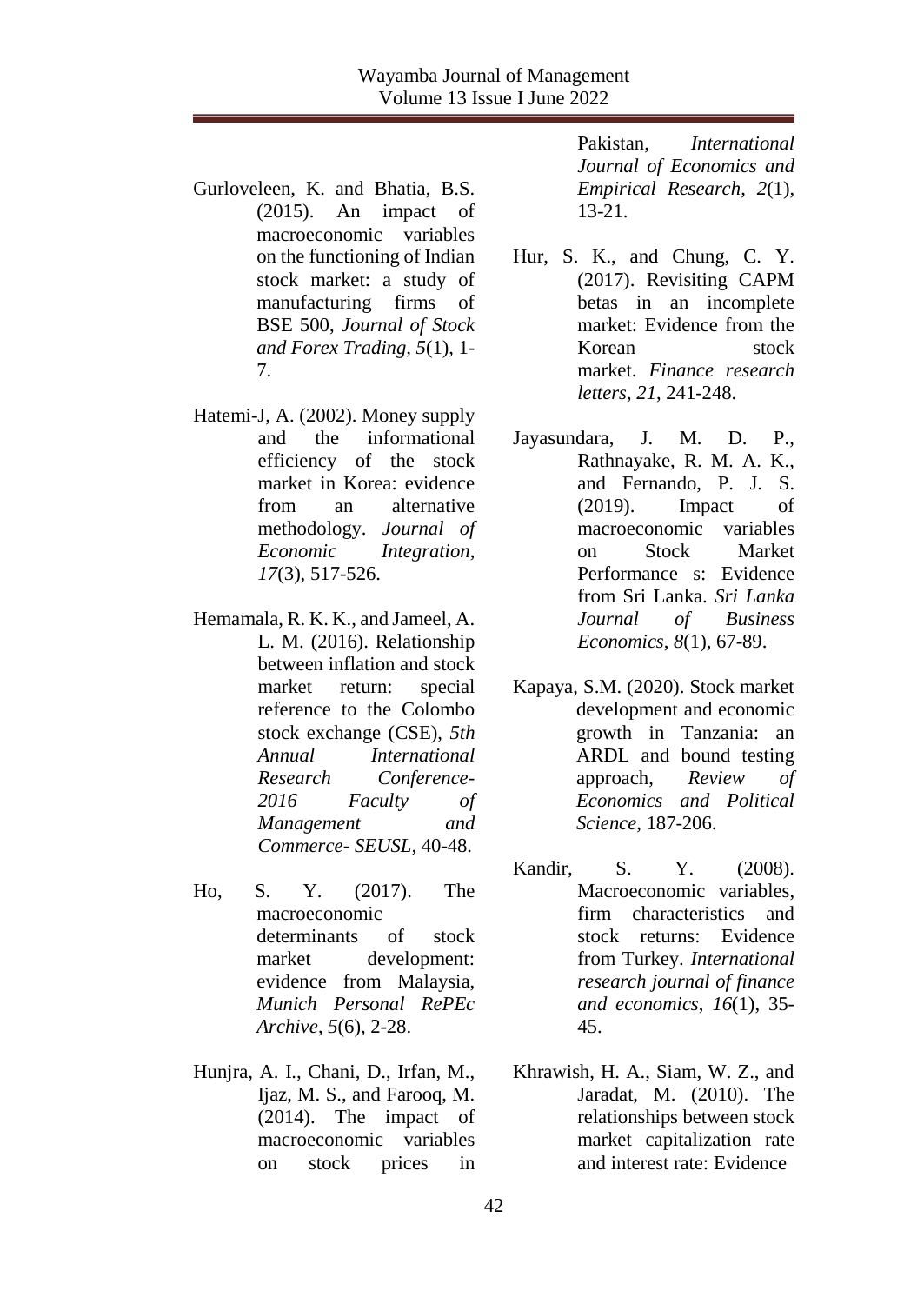Gurloveleen, K. and Bhatia, B.S. (2015). An impact of macroeconomic variables on the functioning of Indian stock market: a study of manufacturing firms of BSE 500, *Journal of Stock and Forex Trading*, *5*(1), 1-7.

Hatemi-J, A. (2002). Money supply and the informational efficiency of the stock market in Korea: evidence from an alternative methodology. *Journal of Economic Integration*, *17*(3), 517-526.

Hemamala, R. K. K., and Jameel, A. L. M. (2016). Relationship between inflation and stock market return: special reference to the Colombo stock exchange (CSE), *5th Annual International Research Conference-2016 Faculty of Management and Commerce- SEUSL*, 40-48.

Ho, S. Y. (2017). The macroeconomic determinants of stock market development: evidence from Malaysia, *Munich Personal RePEc Archive*, *5*(6), 2-28.

Hunjra, A. I., Chani, D., Irfan, M., Ijaz, M. S., and Farooq, M. (2014). The impact of macroeconomic variables on stock prices in Pakistan, *International Journal of Economics and Empirical Research*, *2*(1), 13-21.

Hur, S. K., and Chung, C. Y. (2017). Revisiting CAPM betas in an incomplete market: Evidence from the Korean stock market. *Finance research letters*, *21*, 241-248.

Jayasundara, J. M. D. P., Rathnayake, R. M. A. K., and Fernando, P. J. S. (2019). Impact of macroeconomic variables on Stock Market Performance s: Evidence from Sri Lanka. *Sri Lanka Journal of Business Economics*, *8*(1), 67-89.

Kapaya, S.M. (2020). Stock market development and economic growth in Tanzania: an ARDL and bound testing approach, *Review of Economics and Political Science*, 187-206.

Kandir, S. Y. (2008). Macroeconomic variables, firm characteristics and stock returns: Evidence from Turkey. *International research journal of finance and economics*, *16*(1), 35-45.

Khrawish, H. A., Siam, W. Z., and Jaradat, M. (2010). The relationships between stock market capitalization rate and interest rate: Evidence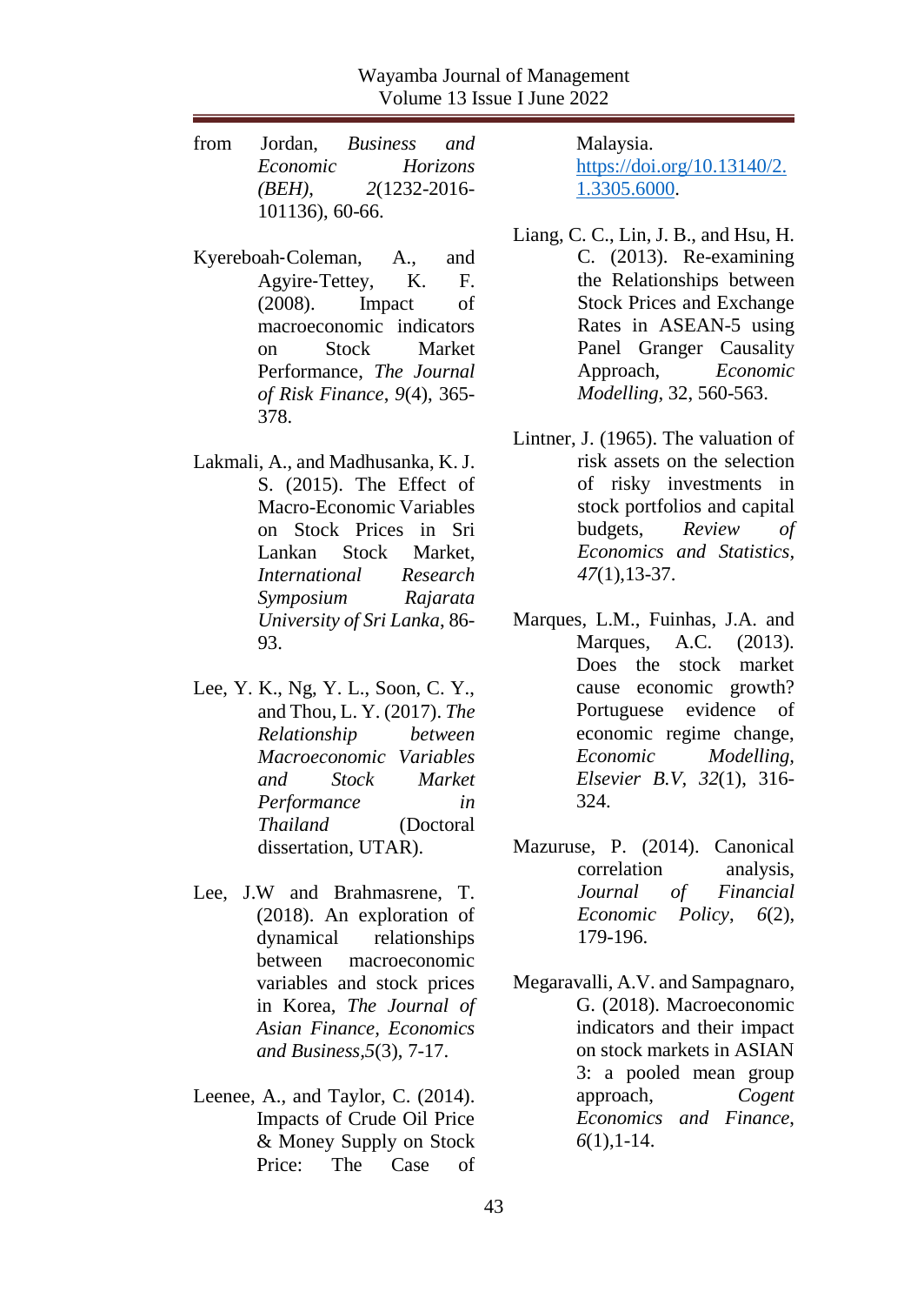from Jordan, *Business and Economic Horizons (BEH), 2*(1232-2016-101136), 60-66.

Kyereboah-Coleman, A., and Agyire-Tettey, K. F. (2008). Impact of macroeconomic indicators on Stock Market Performance, *The Journal of Risk Finance*, *9*(4), 365-378.

Lakmali, A., and Madhusanka, K. J. S. (2015). The Effect of Macro-Economic Variables on Stock Prices in Sri Lankan Stock Market, *International Research Symposium Rajarata University of Sri Lanka*, 86-93.

Lee, Y. K., Ng, Y. L., Soon, C. Y., and Thou, L. Y. (2017). *The Relationship between Macroeconomic Variables and Stock Market Performance in Thailand* (Doctoral dissertation, UTAR).

Lee, J.W and Brahmasrene, T. (2018). An exploration of dynamical relationships between macroeconomic variables and stock prices in Korea, *The Journal of Asian Finance, Economics and Business*,*5*(3), 7-17.

Leenee, A., and Taylor, C. (2014). Impacts of Crude Oil Price & Money Supply on Stock Price: The Case of Malaysia. https://doi.org/10.13140/2.1.3305.6000.

Liang, C. C., Lin, J. B., and Hsu, H. C. (2013). Re-examining the Relationships between Stock Prices and Exchange Rates in ASEAN-5 using Panel Granger Causality Approach, *Economic Modelling*, 32, 560-563.

Lintner, J. (1965). The valuation of risk assets on the selection of risky investments in stock portfolios and capital budgets, *Review of Economics and Statistics*, *47*(1),13-37.

Marques, L.M., Fuinhas, J.A. and Marques, A.C. (2013). Does the stock market cause economic growth? Portuguese evidence of economic regime change, *Economic Modelling, Elsevier B.V*, *32*(1), 316-324.

Mazuruse, P. (2014). Canonical correlation analysis, *Journal of Financial Economic Policy*, *6*(2), 179-196.

Megaravalli, A.V. and Sampagnaro, G. (2018). Macroeconomic indicators and their impact on stock markets in ASIAN 3: a pooled mean group approach, *Cogent Economics and Finance*, *6*(1),1-14.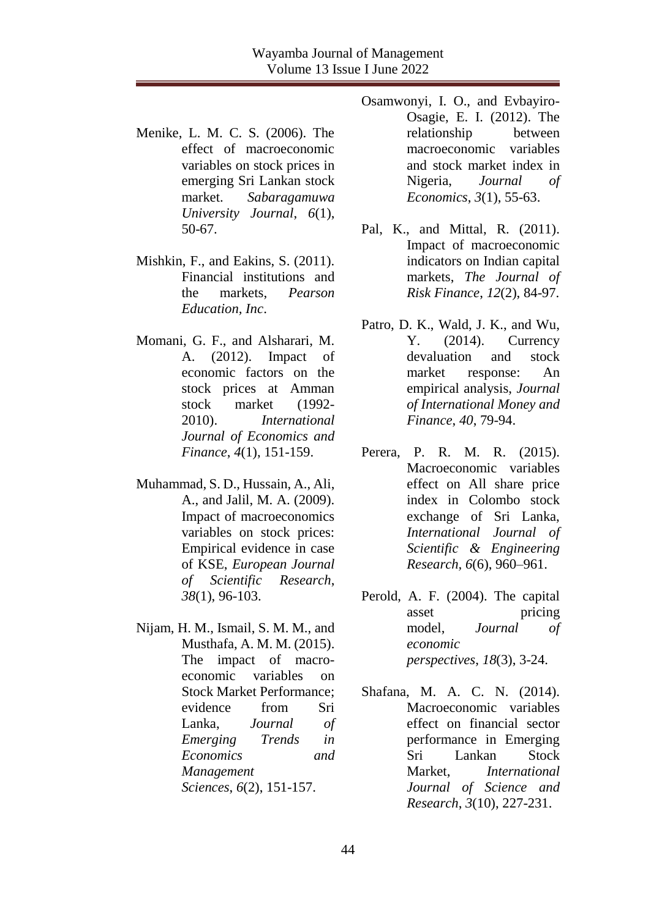Menike, L. M. C. S. (2006). The effect of macroeconomic variables on stock prices in emerging Sri Lankan stock market. *Sabaragamuwa University Journal*, *6*(1), 50-67.

Mishkin, F., and Eakins, S. (2011). Financial institutions and the markets, *Pearson Education, Inc*.

Momani, G. F., and Alsharari, M. A. (2012). Impact of economic factors on the stock prices at Amman stock market (1992-2010). *International Journal of Economics and Finance*, *4*(1), 151-159.

Muhammad, S. D., Hussain, A., Ali, A., and Jalil, M. A. (2009). Impact of macroeconomics variables on stock prices: Empirical evidence in case of KSE, *European Journal of Scientific Research*, *38*(1), 96-103.

Nijam, H. M., Ismail, S. M. M., and Musthafa, A. M. M. (2015). The impact of macro-economic variables on Stock Market Performance; evidence from Sri Lanka, *Journal of Emerging Trends in Economics and Management Sciences*, *6*(2), 151-157.

Osamwonyi, I. O., and Evbayiro-Osagie, E. I. (2012). The relationship between macroeconomic variables and stock market index in Nigeria, *Journal of Economics*, *3*(1), 55-63.

Pal, K., and Mittal, R. (2011). Impact of macroeconomic indicators on Indian capital markets, *The Journal of Risk Finance*, *12*(2), 84-97.

Patro, D. K., Wald, J. K., and Wu, Y. (2014). Currency devaluation and stock market response: An empirical analysis, *Journal of International Money and Finance*, *40*, 79-94.

Perera, P. R. M. R. (2015). Macroeconomic variables effect on All share price index in Colombo stock exchange of Sri Lanka, *International Journal of Scientific & Engineering Research, 6*(6), 960–961.

Perold, A. F. (2004). The capital asset pricing model, *Journal of economic perspectives*, *18*(3), 3-24.

Shafana, M. A. C. N. (2014). Macroeconomic variables effect on financial sector performance in Emerging Sri Lankan Stock Market, *International Journal of Science and Research*, *3*(10), 227-231.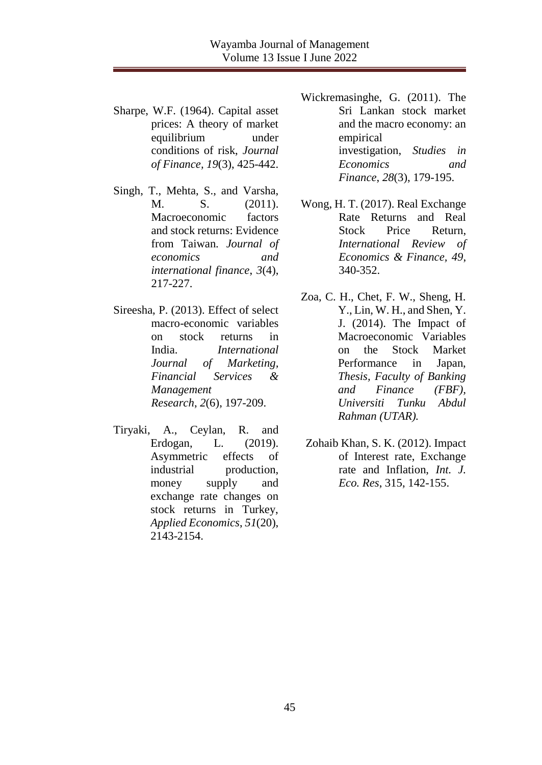Sharpe, W.F. (1964). Capital asset prices: A theory of market equilibrium under conditions of risk, *Journal of Finance*, *19*(3), 425-442.

Singh, T., Mehta, S., and Varsha, M. S. (2011). Macroeconomic factors and stock returns: Evidence from Taiwan. *Journal of economics and international finance*, *3*(4), 217-227.

Sireesha, P. (2013). Effect of select macro-economic variables on stock returns in India. *International Journal of Marketing, Financial Services & Management Research*, *2*(6), 197-209.

Tiryaki, A., Ceylan, R. and Erdogan, L. (2019). Asymmetric effects of industrial production, money supply and exchange rate changes on stock returns in Turkey, *Applied Economics*, *51*(20), 2143-2154.

Wickremasinghe, G. (2011). The Sri Lankan stock market and the macro economy: an empirical investigation, *Studies in Economics and Finance*, *28*(3), 179-195.

Wong, H. T. (2017). Real Exchange Rate Returns and Real Stock Price Return, *International Review of Economics & Finance, 49*, 340-352.

Zoa, C. H., Chet, F. W., Sheng, H. Y., Lin, W. H., and Shen, Y. J. (2014). The Impact of Macroeconomic Variables on the Stock Market Performance in Japan, *Thesis, Faculty of Banking and Finance (FBF), Universiti Tunku Abdul Rahman (UTAR).*

Zohaib Khan, S. K. (2012). Impact of Interest rate, Exchange rate and Inflation, *Int. J. Eco. Res*, 315, 142-155.